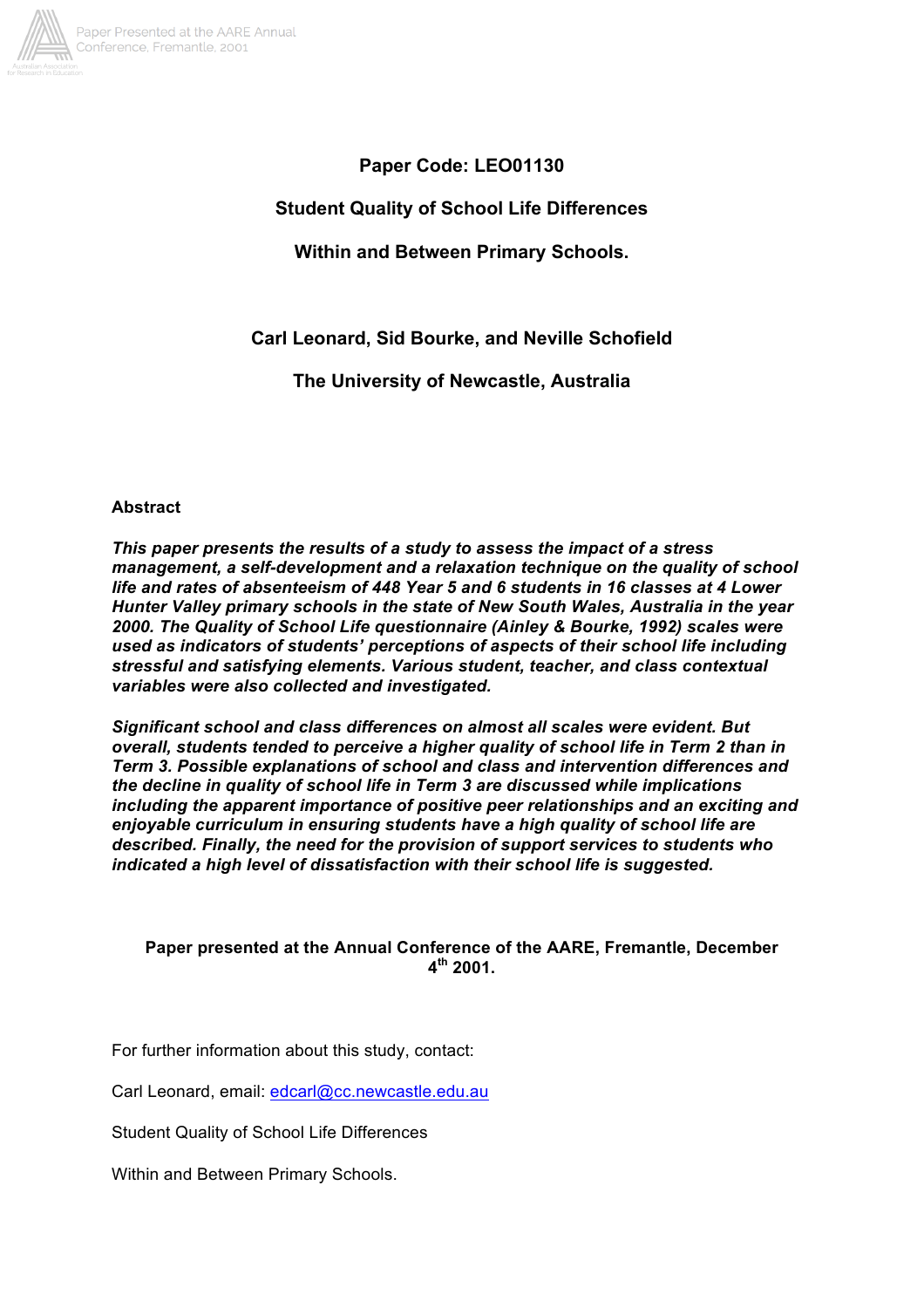**Paper Code: LEO01130**

# Student Quality of School Life Differences Within and Between Primary Schools.

**Carl Leonard, Sid Bourke, and Neville Schofield**

**The University of Newcastle, Australia**

## Abstract

***This paper presents the results of a study to assess the impact of a stress management, a self-development and a relaxation technique on the quality of school life and rates of absenteeism of 448 Year 5 and 6 students in 16 classes at 4 Lower Hunter Valley primary schools in the state of New South Wales, Australia in the year 2000. The Quality of School Life questionnaire (Ainley & Bourke, 1992) scales were used as indicators of students' perceptions of aspects of their school life including stressful and satisfying elements. Various student, teacher, and class contextual variables were also collected and investigated.***

***Significant school and class differences on almost all scales were evident. But overall, students tended to perceive a higher quality of school life in Term 2 than in Term 3. Possible explanations of school and class and intervention differences and the decline in quality of school life in Term 3 are discussed while implications including the apparent importance of positive peer relationships and an exciting and enjoyable curriculum in ensuring students have a high quality of school life are described. Finally, the need for the provision of support services to students who indicated a high level of dissatisfaction with their school life is suggested.***

**Paper presented at the Annual Conference of the AARE, Fremantle, December 4th 2001.**

For further information about this study, contact:

Carl Leonard, email: edcarl@cc.newcastle.edu.au

Student Quality of School Life Differences

Within and Between Primary Schools.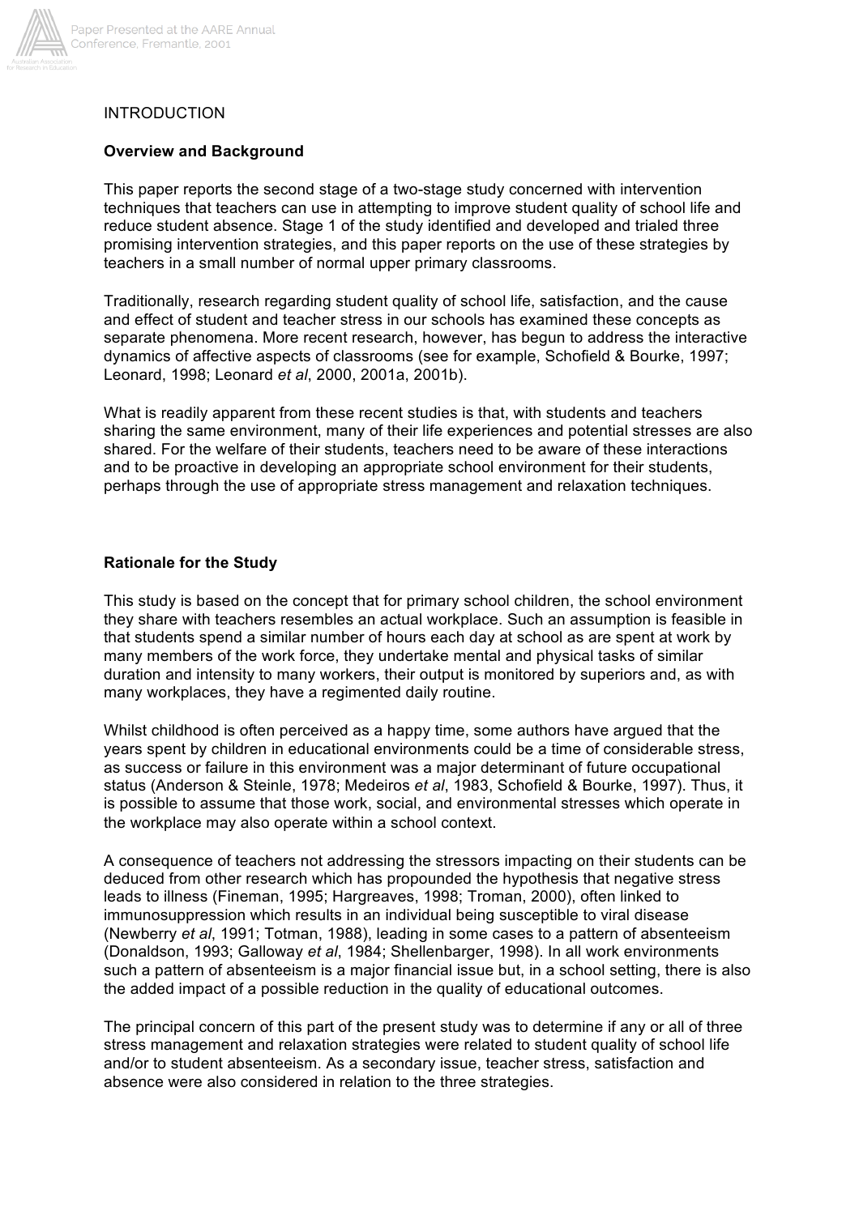# INTRODUCTION

## Overview and Background

This paper reports the second stage of a two-stage study concerned with intervention techniques that teachers can use in attempting to improve student quality of school life and reduce student absence. Stage 1 of the study identified and developed and trialed three promising intervention strategies, and this paper reports on the use of these strategies by teachers in a small number of normal upper primary classrooms.

Traditionally, research regarding student quality of school life, satisfaction, and the cause and effect of student and teacher stress in our schools has examined these concepts as separate phenomena. More recent research, however, has begun to address the interactive dynamics of affective aspects of classrooms (see for example, Schofield & Bourke, 1997; Leonard, 1998; Leonard *et al*, 2000, 2001a, 2001b).

What is readily apparent from these recent studies is that, with students and teachers sharing the same environment, many of their life experiences and potential stresses are also shared. For the welfare of their students, teachers need to be aware of these interactions and to be proactive in developing an appropriate school environment for their students, perhaps through the use of appropriate stress management and relaxation techniques.

## Rationale for the Study

This study is based on the concept that for primary school children, the school environment they share with teachers resembles an actual workplace. Such an assumption is feasible in that students spend a similar number of hours each day at school as are spent at work by many members of the work force, they undertake mental and physical tasks of similar duration and intensity to many workers, their output is monitored by superiors and, as with many workplaces, they have a regimented daily routine.

Whilst childhood is often perceived as a happy time, some authors have argued that the years spent by children in educational environments could be a time of considerable stress, as success or failure in this environment was a major determinant of future occupational status (Anderson & Steinle, 1978; Medeiros *et al*, 1983, Schofield & Bourke, 1997). Thus, it is possible to assume that those work, social, and environmental stresses which operate in the workplace may also operate within a school context.

A consequence of teachers not addressing the stressors impacting on their students can be deduced from other research which has propounded the hypothesis that negative stress leads to illness (Fineman, 1995; Hargreaves, 1998; Troman, 2000), often linked to immunosuppression which results in an individual being susceptible to viral disease (Newberry *et al*, 1991; Totman, 1988), leading in some cases to a pattern of absenteeism (Donaldson, 1993; Galloway *et al*, 1984; Shellenbarger, 1998). In all work environments such a pattern of absenteeism is a major financial issue but, in a school setting, there is also the added impact of a possible reduction in the quality of educational outcomes.

The principal concern of this part of the present study was to determine if any or all of three stress management and relaxation strategies were related to student quality of school life and/or to student absenteeism. As a secondary issue, teacher stress, satisfaction and absence were also considered in relation to the three strategies.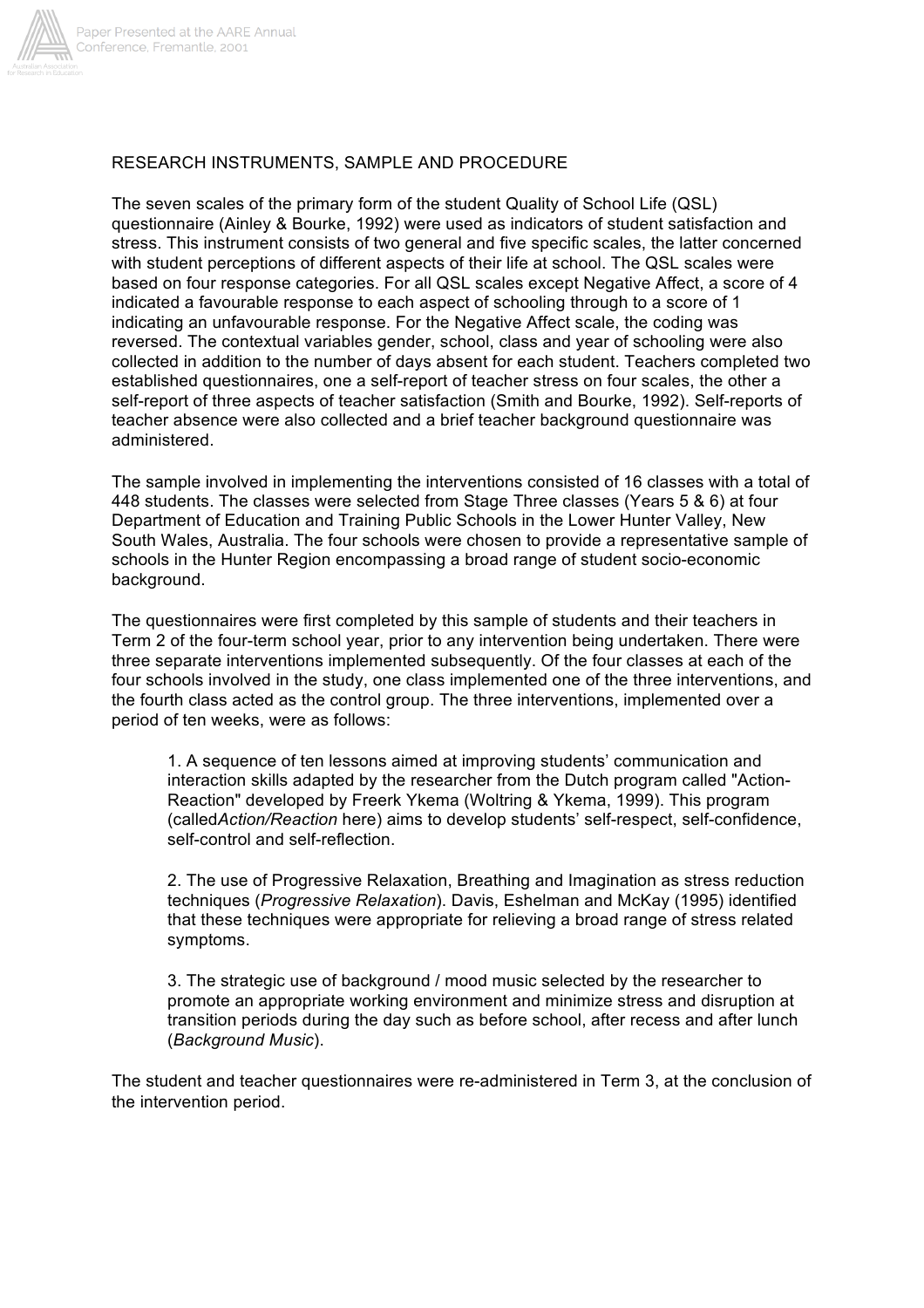## RESEARCH INSTRUMENTS, SAMPLE AND PROCEDURE

The seven scales of the primary form of the student Quality of School Life (QSL) questionnaire (Ainley & Bourke, 1992) were used as indicators of student satisfaction and stress. This instrument consists of two general and five specific scales, the latter concerned with student perceptions of different aspects of their life at school. The QSL scales were based on four response categories. For all QSL scales except Negative Affect, a score of 4 indicated a favourable response to each aspect of schooling through to a score of 1 indicating an unfavourable response. For the Negative Affect scale, the coding was reversed. The contextual variables gender, school, class and year of schooling were also collected in addition to the number of days absent for each student. Teachers completed two established questionnaires, one a self-report of teacher stress on four scales, the other a self-report of three aspects of teacher satisfaction (Smith and Bourke, 1992). Self-reports of teacher absence were also collected and a brief teacher background questionnaire was administered.

The sample involved in implementing the interventions consisted of 16 classes with a total of 448 students. The classes were selected from Stage Three classes (Years 5 & 6) at four Department of Education and Training Public Schools in the Lower Hunter Valley, New South Wales, Australia. The four schools were chosen to provide a representative sample of schools in the Hunter Region encompassing a broad range of student socio-economic background.

The questionnaires were first completed by this sample of students and their teachers in Term 2 of the four-term school year, prior to any intervention being undertaken. There were three separate interventions implemented subsequently. Of the four classes at each of the four schools involved in the study, one class implemented one of the three interventions, and the fourth class acted as the control group. The three interventions, implemented over a period of ten weeks, were as follows:

1. A sequence of ten lessons aimed at improving students' communication and interaction skills adapted by the researcher from the Dutch program called "Action-Reaction" developed by Freerk Ykema (Woltring & Ykema, 1999). This program (called *Action/Reaction* here) aims to develop students' self-respect, self-confidence, self-control and self-reflection.

2. The use of Progressive Relaxation, Breathing and Imagination as stress reduction techniques (*Progressive Relaxation*). Davis, Eshelman and McKay (1995) identified that these techniques were appropriate for relieving a broad range of stress related symptoms.

3. The strategic use of background / mood music selected by the researcher to promote an appropriate working environment and minimize stress and disruption at transition periods during the day such as before school, after recess and after lunch (*Background Music*).

The student and teacher questionnaires were re-administered in Term 3, at the conclusion of the intervention period.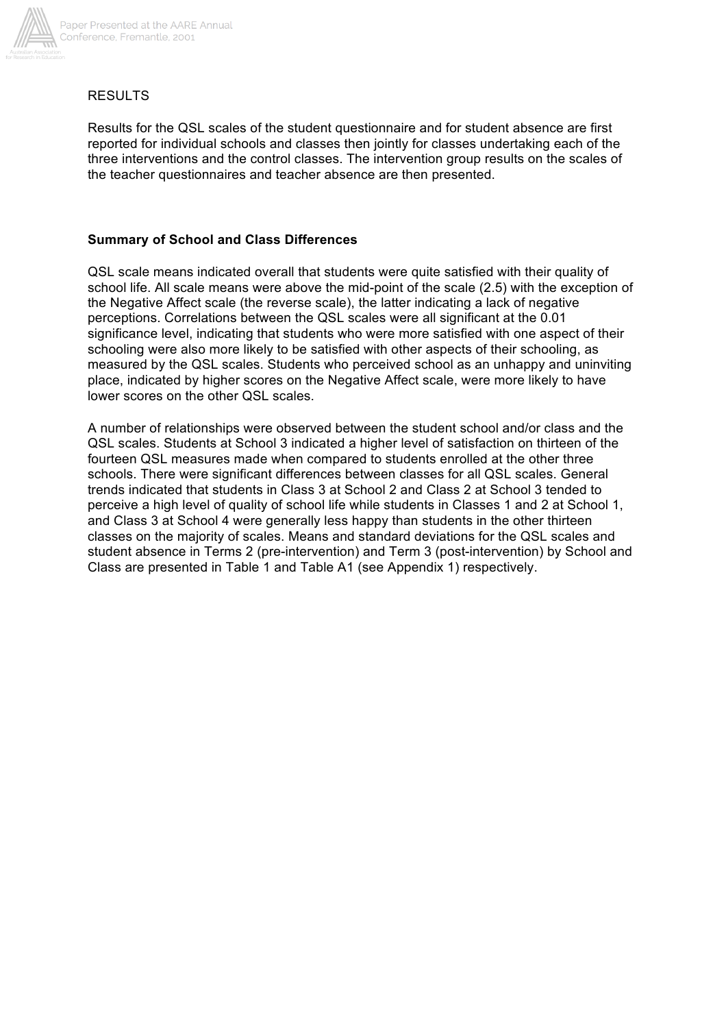RESULTS

Results for the QSL scales of the student questionnaire and for student absence are first reported for individual schools and classes then jointly for classes undertaking each of the three interventions and the control classes. The intervention group results on the scales of the teacher questionnaires and teacher absence are then presented.

**Summary of School and Class Differences**

QSL scale means indicated overall that students were quite satisfied with their quality of school life. All scale means were above the mid-point of the scale (2.5) with the exception of the Negative Affect scale (the reverse scale), the latter indicating a lack of negative perceptions. Correlations between the QSL scales were all significant at the 0.01 significance level, indicating that students who were more satisfied with one aspect of their schooling were also more likely to be satisfied with other aspects of their schooling, as measured by the QSL scales. Students who perceived school as an unhappy and uninviting place, indicated by higher scores on the Negative Affect scale, were more likely to have lower scores on the other QSL scales.

A number of relationships were observed between the student school and/or class and the QSL scales. Students at School 3 indicated a higher level of satisfaction on thirteen of the fourteen QSL measures made when compared to students enrolled at the other three schools. There were significant differences between classes for all QSL scales. General trends indicated that students in Class 3 at School 2 and Class 2 at School 3 tended to perceive a high level of quality of school life while students in Classes 1 and 2 at School 1, and Class 3 at School 4 were generally less happy than students in the other thirteen classes on the majority of scales. Means and standard deviations for the QSL scales and student absence in Terms 2 (pre-intervention) and Term 3 (post-intervention) by School and Class are presented in Table 1 and Table A1 (see Appendix 1) respectively.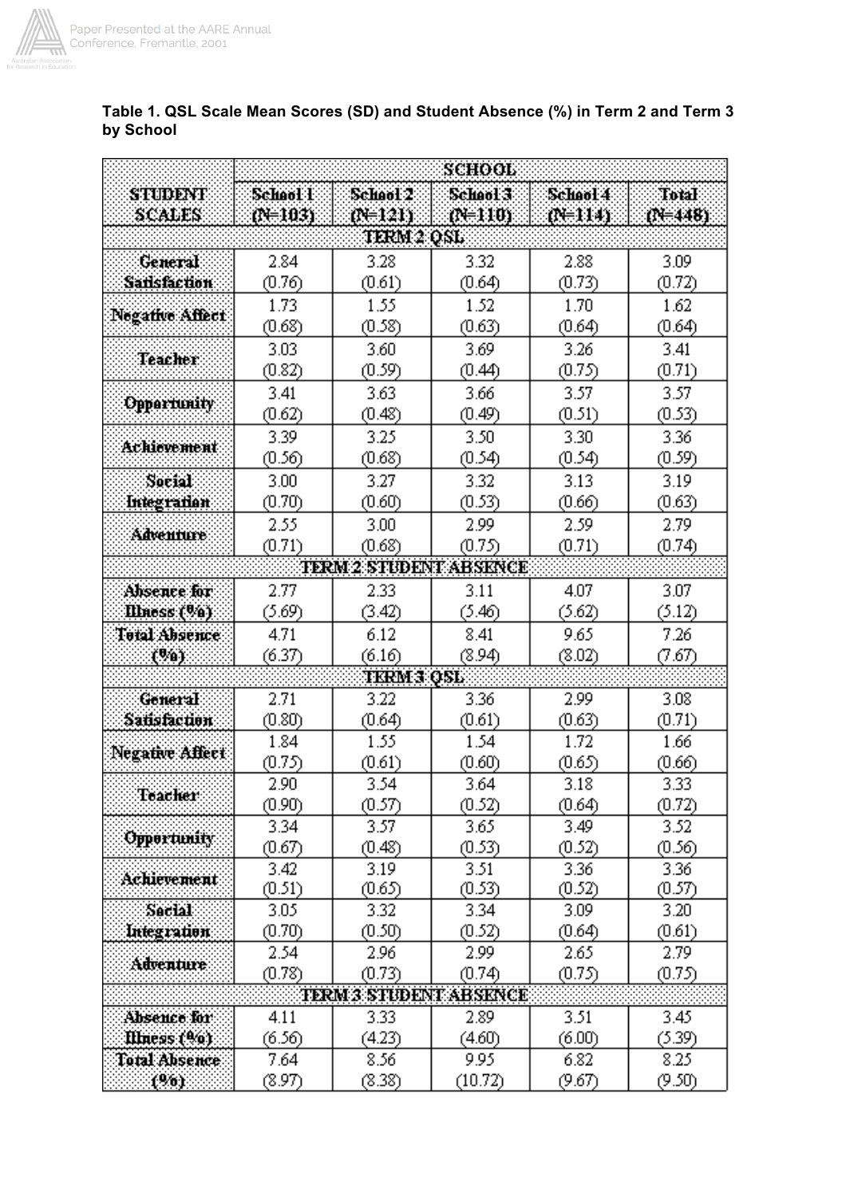**Table 1. QSL Scale Mean Scores (SD) and Student Absence (%) in Term 2 and Term 3 by School**

| STUDENT SCALES | SCHOOL | | | | |
|---|---|---|---|---|---|
| | School 1 (N=103) | School 2 (N=121) | School 3 (N=110) | School 4 (N=114) | Total (N=448) |
| **TERM 2 QSL** | | | | | |
| General Satisfaction | 2.84 (0.76) | 3.28 (0.61) | 3.32 (0.64) | 2.88 (0.73) | 3.09 (0.72) |
| Negative Affect | 1.73 (0.68) | 1.55 (0.58) | 1.52 (0.63) | 1.70 (0.64) | 1.62 (0.64) |
| Teacher | 3.03 (0.82) | 3.60 (0.59) | 3.69 (0.44) | 3.26 (0.75) | 3.41 (0.71) |
| Opportunity | 3.41 (0.62) | 3.63 (0.48) | 3.66 (0.49) | 3.57 (0.51) | 3.57 (0.53) |
| Achievement | 3.39 (0.56) | 3.25 (0.68) | 3.50 (0.54) | 3.30 (0.54) | 3.36 (0.59) |
| Social Integration | 3.00 (0.70) | 3.27 (0.60) | 3.32 (0.53) | 3.13 (0.66) | 3.19 (0.63) |
| Adventure | 2.55 (0.71) | 3.00 (0.68) | 2.99 (0.75) | 2.59 (0.71) | 2.79 (0.74) |
| **TERM 2 STUDENT ABSENCE** | | | | | |
| Absence for Illness (%) | 2.77 (5.69) | 2.33 (3.42) | 3.11 (5.46) | 4.07 (5.62) | 3.07 (5.12) |
| Total Absence (%) | 4.71 (6.37) | 6.12 (6.16) | 8.41 (8.94) | 9.65 (8.02) | 7.26 (7.67) |
| **TERM 3 QSL** | | | | | |
| General Satisfaction | 2.71 (0.80) | 3.22 (0.64) | 3.36 (0.61) | 2.99 (0.63) | 3.08 (0.71) |
| Negative Affect | 1.84 (0.75) | 1.55 (0.61) | 1.54 (0.60) | 1.72 (0.65) | 1.66 (0.66) |
| Teacher | 2.90 (0.90) | 3.54 (0.57) | 3.64 (0.52) | 3.18 (0.64) | 3.33 (0.72) |
| Opportunity | 3.34 (0.67) | 3.57 (0.48) | 3.65 (0.53) | 3.49 (0.52) | 3.52 (0.56) |
| Achievement | 3.42 (0.51) | 3.19 (0.65) | 3.51 (0.53) | 3.36 (0.52) | 3.36 (0.57) |
| Social Integration | 3.05 (0.70) | 3.32 (0.50) | 3.34 (0.52) | 3.09 (0.64) | 3.20 (0.61) |
| Adventure | 2.54 (0.78) | 2.96 (0.73) | 2.99 (0.74) | 2.65 (0.75) | 2.79 (0.75) |
| **TERM 3 STUDENT ABSENCE** | | | | | |
| Absence for Illness (%) | 4.11 (6.56) | 3.33 (4.23) | 2.89 (4.60) | 3.51 (6.00) | 3.45 (5.39) |
| Total Absence (%) | 7.64 (8.97) | 8.56 (8.38) | 9.95 (10.72) | 6.82 (9.67) | 8.25 (9.50) |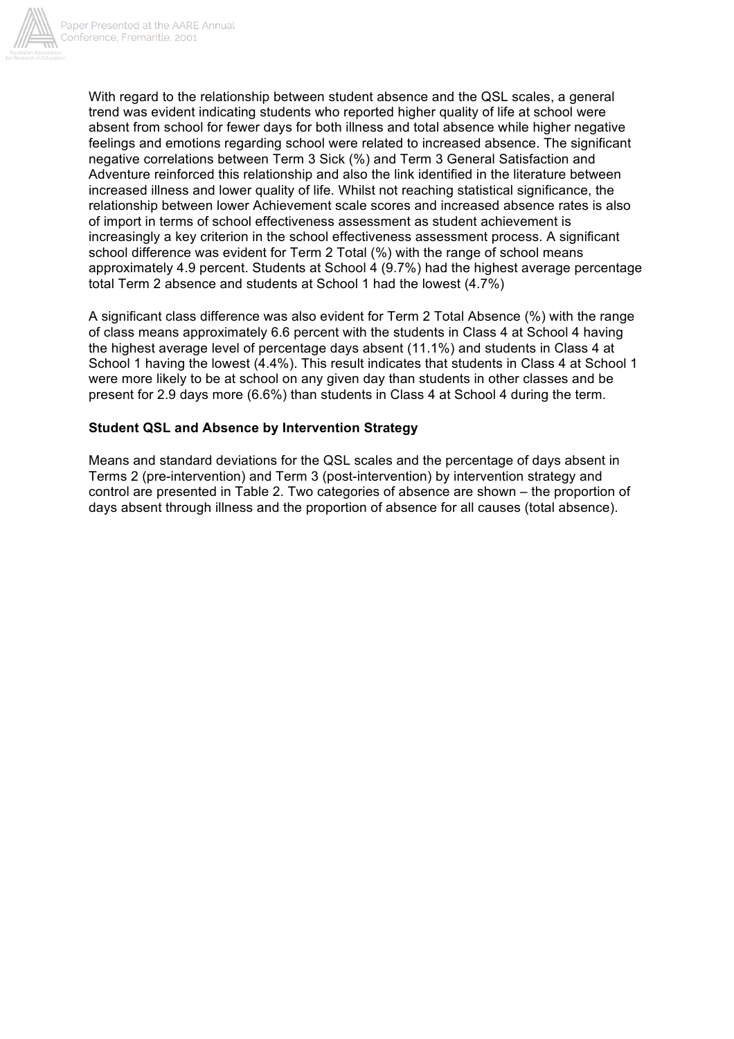With regard to the relationship between student absence and the QSL scales, a general trend was evident indicating students who reported higher quality of life at school were absent from school for fewer days for both illness and total absence while higher negative feelings and emotions regarding school were related to increased absence. The significant negative correlations between Term 3 Sick (%) and Term 3 General Satisfaction and Adventure reinforced this relationship and also the link identified in the literature between increased illness and lower quality of life. Whilst not reaching statistical significance, the relationship between lower Achievement scale scores and increased absence rates is also of import in terms of school effectiveness assessment as student achievement is increasingly a key criterion in the school effectiveness assessment process. A significant school difference was evident for Term 2 Total (%) with the range of school means approximately 4.9 percent. Students at School 4 (9.7%) had the highest average percentage total Term 2 absence and students at School 1 had the lowest (4.7%)

A significant class difference was also evident for Term 2 Total Absence (%) with the range of class means approximately 6.6 percent with the students in Class 4 at School 4 having the highest average level of percentage days absent (11.1%) and students in Class 4 at School 1 having the lowest (4.4%). This result indicates that students in Class 4 at School 1 were more likely to be at school on any given day than students in other classes and be present for 2.9 days more (6.6%) than students in Class 4 at School 4 during the term.

**Student QSL and Absence by Intervention Strategy**

Means and standard deviations for the QSL scales and the percentage of days absent in Terms 2 (pre-intervention) and Term 3 (post-intervention) by intervention strategy and control are presented in Table 2. Two categories of absence are shown – the proportion of days absent through illness and the proportion of absence for all causes (total absence).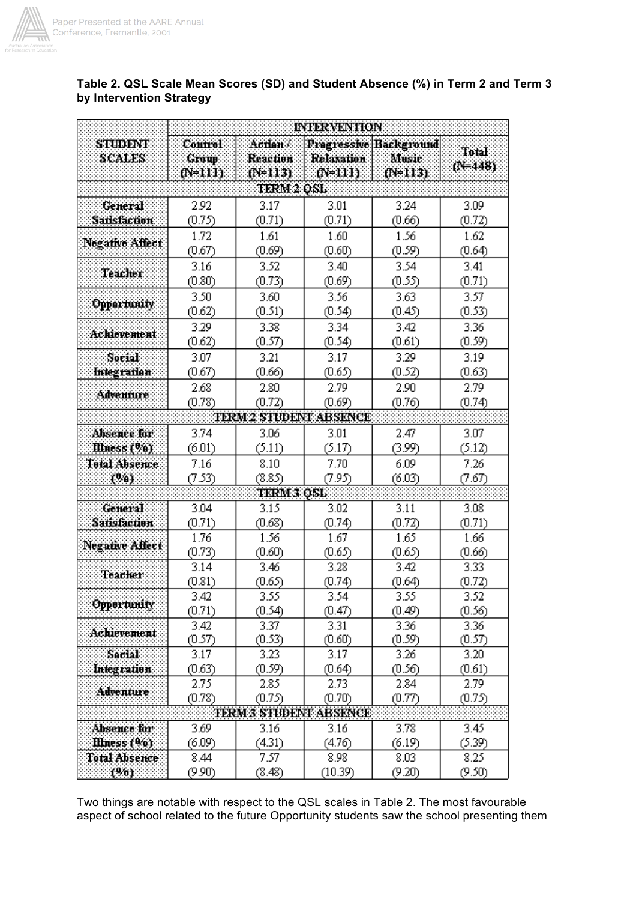**Table 2. QSL Scale Mean Scores (SD) and Student Absence (%) in Term 2 and Term 3 by Intervention Strategy**

| STUDENT SCALES | INTERVENTION | | | | |
|---|---|---|---|---|---|
| | Control Group (N=111) | Action / Reaction (N=113) | Progressive Relaxation (N=111) | Background Music (N=113) | Total (N=448) |
| **TERM 2 QSL** | | | | | |
| General Satisfaction | 2.92 (0.75) | 3.17 (0.71) | 3.01 (0.71) | 3.24 (0.66) | 3.09 (0.72) |
| Negative Affect | 1.72 (0.67) | 1.61 (0.69) | 1.60 (0.60) | 1.56 (0.59) | 1.62 (0.64) |
| Teacher | 3.16 (0.80) | 3.52 (0.73) | 3.40 (0.69) | 3.54 (0.55) | 3.41 (0.71) |
| Opportunity | 3.50 (0.62) | 3.60 (0.51) | 3.56 (0.54) | 3.63 (0.45) | 3.57 (0.53) |
| Achievement | 3.29 (0.62) | 3.38 (0.57) | 3.34 (0.54) | 3.42 (0.61) | 3.36 (0.59) |
| Social Integration | 3.07 (0.67) | 3.21 (0.66) | 3.17 (0.65) | 3.29 (0.52) | 3.19 (0.63) |
| Adventure | 2.68 (0.78) | 2.80 (0.72) | 2.79 (0.69) | 2.90 (0.76) | 2.79 (0.74) |
| **TERM 2 STUDENT ABSENCE** | | | | | |
| Absence for Illness (%) | 3.74 (6.01) | 3.06 (5.11) | 3.01 (5.17) | 2.47 (3.99) | 3.07 (5.12) |
| Total Absence (%) | 7.16 (7.53) | 8.10 (8.85) | 7.70 (7.95) | 6.09 (6.03) | 7.26 (7.67) |
| **TERM 3 QSL** | | | | | |
| General Satisfaction | 3.04 (0.71) | 3.15 (0.68) | 3.02 (0.74) | 3.11 (0.72) | 3.08 (0.71) |
| Negative Affect | 1.76 (0.73) | 1.56 (0.60) | 1.67 (0.65) | 1.65 (0.65) | 1.66 (0.66) |
| Teacher | 3.14 (0.81) | 3.46 (0.65) | 3.28 (0.74) | 3.42 (0.64) | 3.33 (0.72) |
| Opportunity | 3.42 (0.71) | 3.55 (0.54) | 3.54 (0.47) | 3.55 (0.49) | 3.52 (0.56) |
| Achievement | 3.42 (0.57) | 3.37 (0.53) | 3.31 (0.60) | 3.36 (0.59) | 3.36 (0.57) |
| Social Integration | 3.17 (0.63) | 3.23 (0.59) | 3.17 (0.64) | 3.26 (0.56) | 3.20 (0.61) |
| Adventure | 2.75 (0.78) | 2.85 (0.75) | 2.73 (0.70) | 2.84 (0.77) | 2.79 (0.75) |
| **TERM 3 STUDENT ABSENCE** | | | | | |
| Absence for Illness (%) | 3.69 (6.09) | 3.16 (4.31) | 3.16 (4.76) | 3.78 (6.19) | 3.45 (5.39) |
| Total Absence (%) | 8.44 (9.90) | 7.57 (8.48) | 8.98 (10.39) | 8.03 (9.20) | 8.25 (9.50) |

Two things are notable with respect to the QSL scales in Table 2. The most favourable aspect of school related to the future Opportunity students saw the school presenting them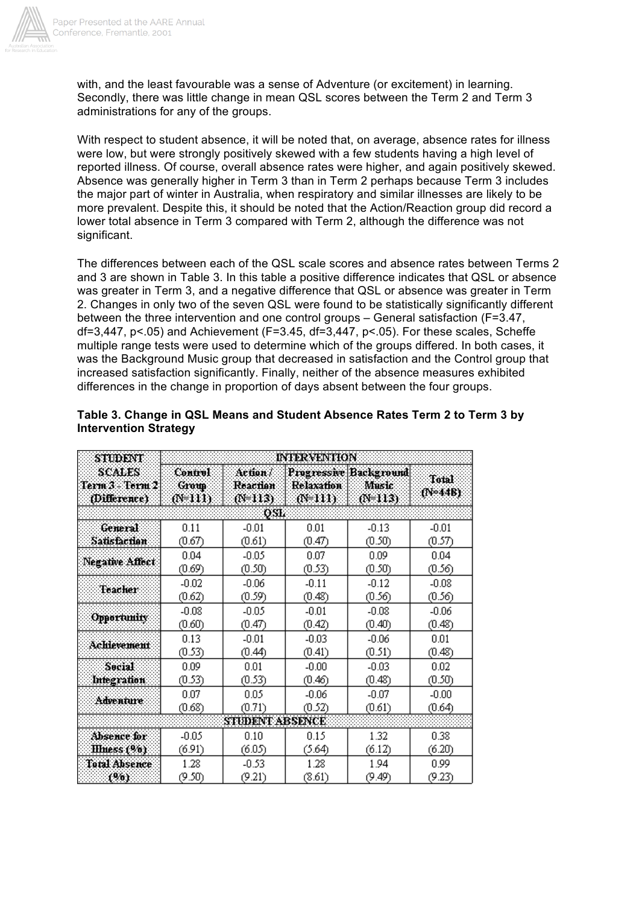with, and the least favourable was a sense of Adventure (or excitement) in learning. Secondly, there was little change in mean QSL scores between the Term 2 and Term 3 administrations for any of the groups.

With respect to student absence, it will be noted that, on average, absence rates for illness were low, but were strongly positively skewed with a few students having a high level of reported illness. Of course, overall absence rates were higher, and again positively skewed. Absence was generally higher in Term 3 than in Term 2 perhaps because Term 3 includes the major part of winter in Australia, when respiratory and similar illnesses are likely to be more prevalent. Despite this, it should be noted that the Action/Reaction group did record a lower total absence in Term 3 compared with Term 2, although the difference was not significant.

The differences between each of the QSL scale scores and absence rates between Terms 2 and 3 are shown in Table 3. In this table a positive difference indicates that QSL or absence was greater in Term 3, and a negative difference that QSL or absence was greater in Term 2. Changes in only two of the seven QSL were found to be statistically significantly different between the three intervention and one control groups – General satisfaction ($F=3.47$, $df=3,447$, $p<.05$) and Achievement ($F=3.45$, $df=3,447$, $p<.05$). For these scales, Scheffe multiple range tests were used to determine which of the groups differed. In both cases, it was the Background Music group that decreased in satisfaction and the Control group that increased satisfaction significantly. Finally, neither of the absence measures exhibited differences in the change in proportion of days absent between the four groups.

**Table 3. Change in QSL Means and Student Absence Rates Term 2 to Term 3 by Intervention Strategy**

| STUDENT SCALES Term 3 - Term 2 (Difference) | INTERVENTION | | | | |
|---|---|---|---|---|---|
| | Control Group (N=111) | Action / Reaction (N=113) | Progressive Relaxation (N=111) | Background Music (N=113) | Total (N=448) |
| **QSL** | | | | | |
| General Satisfaction | 0.11 (0.67) | -0.01 (0.61) | 0.01 (0.47) | -0.13 (0.50) | -0.01 (0.57) |
| Negative Affect | 0.04 (0.69) | -0.05 (0.50) | 0.07 (0.53) | 0.09 (0.50) | 0.04 (0.56) |
| Teacher | -0.02 (0.62) | -0.06 (0.59) | -0.11 (0.48) | -0.12 (0.56) | -0.08 (0.56) |
| Opportunity | -0.08 (0.60) | -0.05 (0.47) | -0.01 (0.42) | -0.08 (0.40) | -0.06 (0.48) |
| Achievement | 0.13 (0.53) | -0.01 (0.44) | -0.03 (0.41) | -0.06 (0.51) | 0.01 (0.48) |
| Social Integration | 0.09 (0.53) | 0.01 (0.53) | -0.00 (0.46) | -0.03 (0.48) | 0.02 (0.50) |
| Adventure | 0.07 (0.68) | 0.05 (0.71) | -0.06 (0.52) | -0.07 (0.61) | -0.00 (0.64) |
| **STUDENT ABSENCE** | | | | | |
| Absence for Illness (%) | -0.05 (6.91) | 0.10 (6.05) | 0.15 (5.64) | 1.32 (6.12) | 0.38 (6.20) |
| Total Absence (%) | 1.28 (9.50) | -0.53 (9.21) | 1.28 (8.61) | 1.94 (9.49) | 0.99 (9.23) |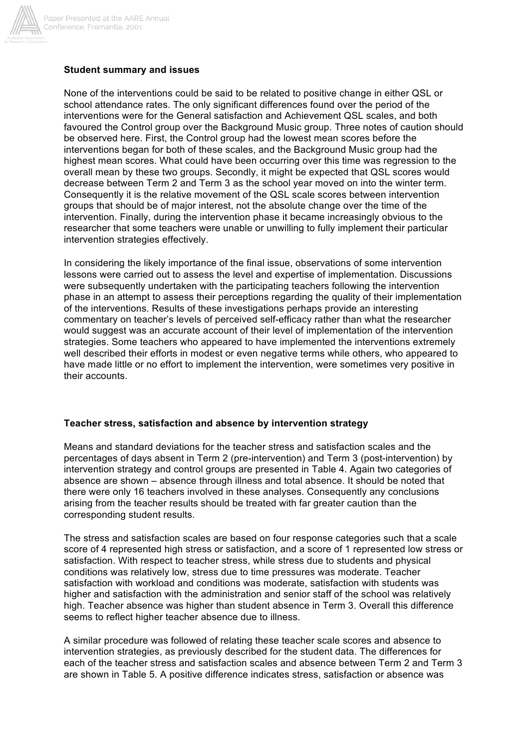**Student summary and issues**

None of the interventions could be said to be related to positive change in either QSL or school attendance rates. The only significant differences found over the period of the interventions were for the General satisfaction and Achievement QSL scales, and both favoured the Control group over the Background Music group. Three notes of caution should be observed here. First, the Control group had the lowest mean scores before the interventions began for both of these scales, and the Background Music group had the highest mean scores. What could have been occurring over this time was regression to the overall mean by these two groups. Secondly, it might be expected that QSL scores would decrease between Term 2 and Term 3 as the school year moved on into the winter term. Consequently it is the relative movement of the QSL scale scores between intervention groups that should be of major interest, not the absolute change over the time of the intervention. Finally, during the intervention phase it became increasingly obvious to the researcher that some teachers were unable or unwilling to fully implement their particular intervention strategies effectively.

In considering the likely importance of the final issue, observations of some intervention lessons were carried out to assess the level and expertise of implementation. Discussions were subsequently undertaken with the participating teachers following the intervention phase in an attempt to assess their perceptions regarding the quality of their implementation of the interventions. Results of these investigations perhaps provide an interesting commentary on teacher's levels of perceived self-efficacy rather than what the researcher would suggest was an accurate account of their level of implementation of the intervention strategies. Some teachers who appeared to have implemented the interventions extremely well described their efforts in modest or even negative terms while others, who appeared to have made little or no effort to implement the intervention, were sometimes very positive in their accounts.

**Teacher stress, satisfaction and absence by intervention strategy**

Means and standard deviations for the teacher stress and satisfaction scales and the percentages of days absent in Term 2 (pre-intervention) and Term 3 (post-intervention) by intervention strategy and control groups are presented in Table 4. Again two categories of absence are shown – absence through illness and total absence. It should be noted that there were only 16 teachers involved in these analyses. Consequently any conclusions arising from the teacher results should be treated with far greater caution than the corresponding student results.

The stress and satisfaction scales are based on four response categories such that a scale score of 4 represented high stress or satisfaction, and a score of 1 represented low stress or satisfaction. With respect to teacher stress, while stress due to students and physical conditions was relatively low, stress due to time pressures was moderate. Teacher satisfaction with workload and conditions was moderate, satisfaction with students was higher and satisfaction with the administration and senior staff of the school was relatively high. Teacher absence was higher than student absence in Term 3. Overall this difference seems to reflect higher teacher absence due to illness.

A similar procedure was followed of relating these teacher scale scores and absence to intervention strategies, as previously described for the student data. The differences for each of the teacher stress and satisfaction scales and absence between Term 2 and Term 3 are shown in Table 5. A positive difference indicates stress, satisfaction or absence was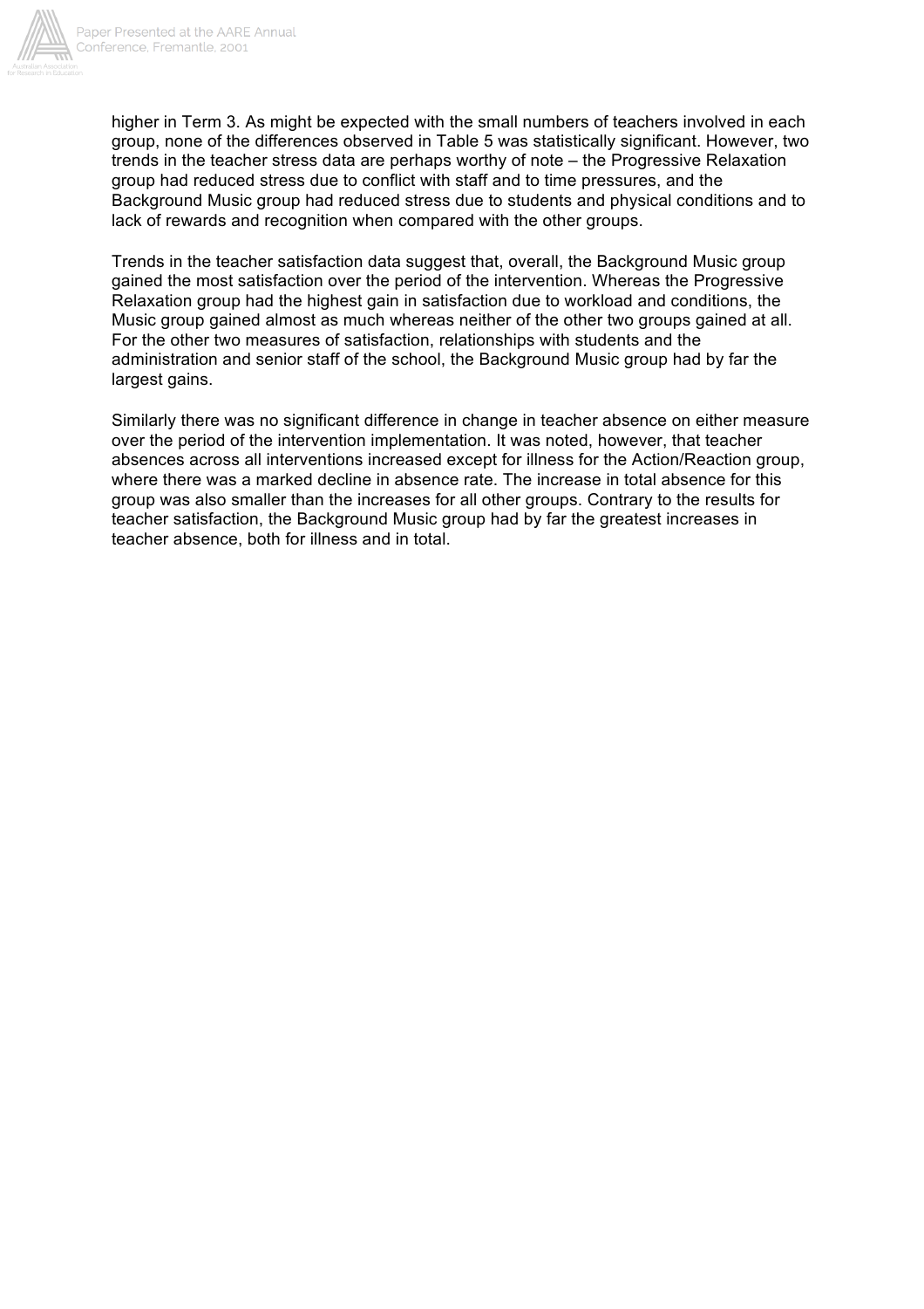higher in Term 3. As might be expected with the small numbers of teachers involved in each group, none of the differences observed in Table 5 was statistically significant. However, two trends in the teacher stress data are perhaps worthy of note – the Progressive Relaxation group had reduced stress due to conflict with staff and to time pressures, and the Background Music group had reduced stress due to students and physical conditions and to lack of rewards and recognition when compared with the other groups.

Trends in the teacher satisfaction data suggest that, overall, the Background Music group gained the most satisfaction over the period of the intervention. Whereas the Progressive Relaxation group had the highest gain in satisfaction due to workload and conditions, the Music group gained almost as much whereas neither of the other two groups gained at all. For the other two measures of satisfaction, relationships with students and the administration and senior staff of the school, the Background Music group had by far the largest gains.

Similarly there was no significant difference in change in teacher absence on either measure over the period of the intervention implementation. It was noted, however, that teacher absences across all interventions increased except for illness for the Action/Reaction group, where there was a marked decline in absence rate. The increase in total absence for this group was also smaller than the increases for all other groups. Contrary to the results for teacher satisfaction, the Background Music group had by far the greatest increases in teacher absence, both for illness and in total.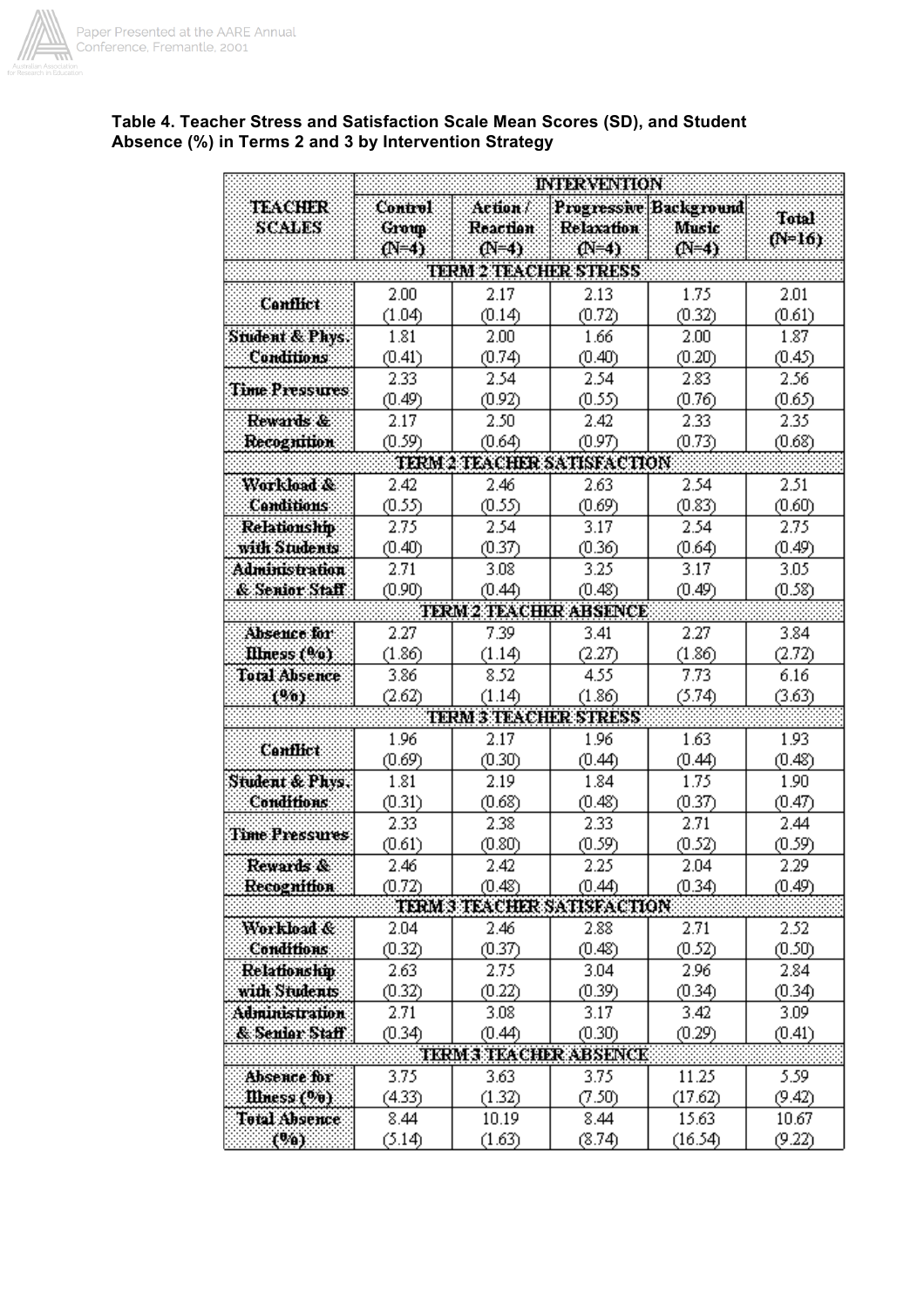**Table 4. Teacher Stress and Satisfaction Scale Mean Scores (SD), and Student Absence (%) in Terms 2 and 3 by Intervention Strategy**

| TEACHER SCALES | INTERVENTION | | | | |
|---|---|---|---|---|---|
| | Control Group (N=4) | Action / Reaction (N=4) | Progressive Relaxation (N=4) | Background Music (N=4) | Total (N=16) |
| **TERM 2 TEACHER STRESS** | | | | | |
| Conflict | 2.00 (1.04) | 2.17 (0.14) | 2.13 (0.72) | 1.75 (0.32) | 2.01 (0.61) |
| Student & Phys. Conditions | 1.81 (0.41) | 2.00 (0.74) | 1.66 (0.40) | 2.00 (0.20) | 1.87 (0.45) |
| Time Pressures | 2.33 (0.49) | 2.54 (0.92) | 2.54 (0.55) | 2.83 (0.76) | 2.56 (0.65) |
| Rewards & Recognition | 2.17 (0.59) | 2.50 (0.64) | 2.42 (0.97) | 2.33 (0.73) | 2.35 (0.68) |
| **TERM 2 TEACHER SATISFACTION** | | | | | |
| Workload & Conditions | 2.42 (0.55) | 2.46 (0.55) | 2.63 (0.69) | 2.54 (0.83) | 2.51 (0.60) |
| Relationship with Students | 2.75 (0.40) | 2.54 (0.37) | 3.17 (0.36) | 2.54 (0.64) | 2.75 (0.49) |
| Administration & Senior Staff | 2.71 (0.90) | 3.08 (0.44) | 3.25 (0.48) | 3.17 (0.49) | 3.05 (0.58) |
| **TERM 2 TEACHER ABSENCE** | | | | | |
| Absence for Illness (%) | 2.27 (1.86) | 7.39 (1.14) | 3.41 (2.27) | 2.27 (1.86) | 3.84 (2.72) |
| Total Absence (%) | 3.86 (2.62) | 8.52 (1.14) | 4.55 (1.86) | 7.73 (5.74) | 6.16 (3.63) |
| **TERM 3 TEACHER STRESS** | | | | | |
| Conflict | 1.96 (0.69) | 2.17 (0.30) | 1.96 (0.44) | 1.63 (0.44) | 1.93 (0.48) |
| Student & Phys. Conditions | 1.81 (0.31) | 2.19 (0.68) | 1.84 (0.48) | 1.75 (0.37) | 1.90 (0.47) |
| Time Pressures | 2.33 (0.61) | 2.38 (0.80) | 2.33 (0.59) | 2.71 (0.52) | 2.44 (0.59) |
| Rewards & Recognition | 2.46 (0.72) | 2.42 (0.48) | 2.25 (0.44) | 2.04 (0.34) | 2.29 (0.49) |
| **TERM 3 TEACHER SATISFACTION** | | | | | |
| Workload & Conditions | 2.04 (0.32) | 2.46 (0.37) | 2.88 (0.48) | 2.71 (0.52) | 2.52 (0.50) |
| Relationship with Students | 2.63 (0.32) | 2.75 (0.22) | 3.04 (0.39) | 2.96 (0.34) | 2.84 (0.34) |
| Administration & Senior Staff | 2.71 (0.34) | 3.08 (0.44) | 3.17 (0.30) | 3.42 (0.29) | 3.09 (0.41) |
| **TERM 3 TEACHER ABSENCE** | | | | | |
| Absence for Illness (%) | 3.75 (4.33) | 3.63 (1.32) | 3.75 (7.50) | 11.25 (17.62) | 5.59 (9.42) |
| Total Absence (%) | 8.44 (5.14) | 10.19 (1.63) | 8.44 (8.74) | 15.63 (16.54) | 10.67 (9.22) |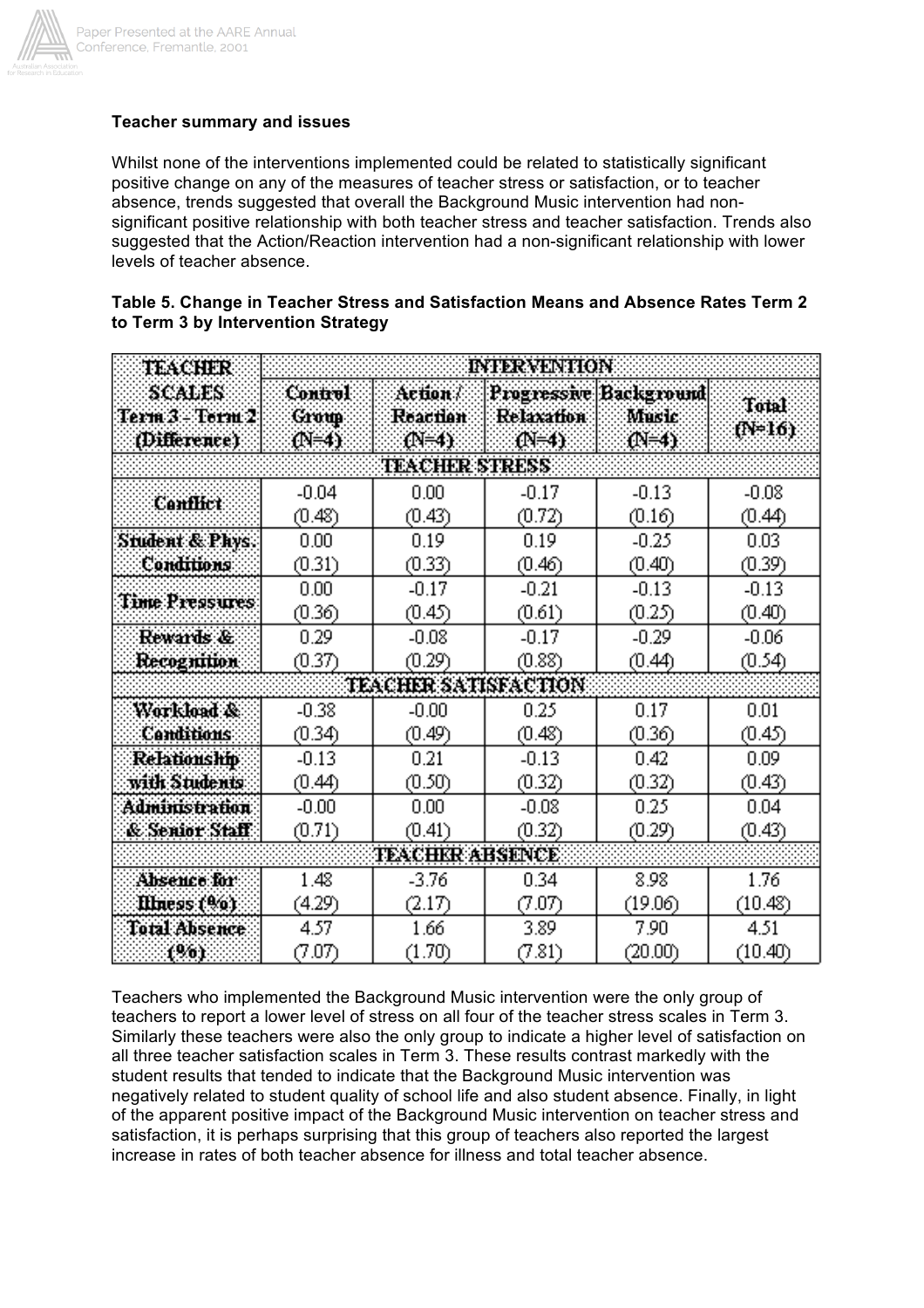**Teacher summary and issues**

Whilst none of the interventions implemented could be related to statistically significant positive change on any of the measures of teacher stress or satisfaction, or to teacher absence, trends suggested that overall the Background Music intervention had non-significant positive relationship with both teacher stress and teacher satisfaction. Trends also suggested that the Action/Reaction intervention had a non-significant relationship with lower levels of teacher absence.

**Table 5. Change in Teacher Stress and Satisfaction Means and Absence Rates Term 2 to Term 3 by Intervention Strategy**

| TEACHER SCALES Term 3 - Term 2 (Difference) | INTERVENTION | | | | |
|---|---|---|---|---|---|
| | Control Group (N=4) | Action / Reaction (N=4) | Progressive Relaxation (N=4) | Background Music (N=4) | Total (N=16) |
| **TEACHER STRESS** | | | | | |
| Conflict | -0.04 (0.48) | 0.00 (0.43) | -0.17 (0.72) | -0.13 (0.16) | -0.08 (0.44) |
| Student & Phys. Conditions | 0.00 (0.31) | 0.19 (0.33) | 0.19 (0.46) | -0.25 (0.40) | 0.03 (0.39) |
| Time Pressures | 0.00 (0.36) | -0.17 (0.45) | -0.21 (0.61) | -0.13 (0.25) | -0.13 (0.40) |
| Rewards & Recognition | 0.29 (0.37) | -0.08 (0.29) | -0.17 (0.88) | -0.29 (0.44) | -0.06 (0.54) |
| **TEACHER SATISFACTION** | | | | | |
| Workload & Conditions | -0.38 (0.34) | -0.00 (0.49) | 0.25 (0.48) | 0.17 (0.36) | 0.01 (0.45) |
| Relationship with Students | -0.13 (0.44) | 0.21 (0.50) | -0.13 (0.32) | 0.42 (0.32) | 0.09 (0.43) |
| Administration & Senior Staff | -0.00 (0.71) | 0.00 (0.41) | -0.08 (0.32) | 0.25 (0.29) | 0.04 (0.43) |
| **TEACHER ABSENCE** | | | | | |
| Absence for Illness (%) | 1.48 (4.29) | -3.76 (2.17) | 0.34 (7.07) | 8.98 (19.06) | 1.76 (10.48) |
| Total Absence (%) | 4.57 (7.07) | 1.66 (1.70) | 3.89 (7.81) | 7.90 (20.00) | 4.51 (10.40) |

Teachers who implemented the Background Music intervention were the only group of teachers to report a lower level of stress on all four of the teacher stress scales in Term 3. Similarly these teachers were also the only group to indicate a higher level of satisfaction on all three teacher satisfaction scales in Term 3. These results contrast markedly with the student results that tended to indicate that the Background Music intervention was negatively related to student quality of school life and also student absence. Finally, in light of the apparent positive impact of the Background Music intervention on teacher stress and satisfaction, it is perhaps surprising that this group of teachers also reported the largest increase in rates of both teacher absence for illness and total teacher absence.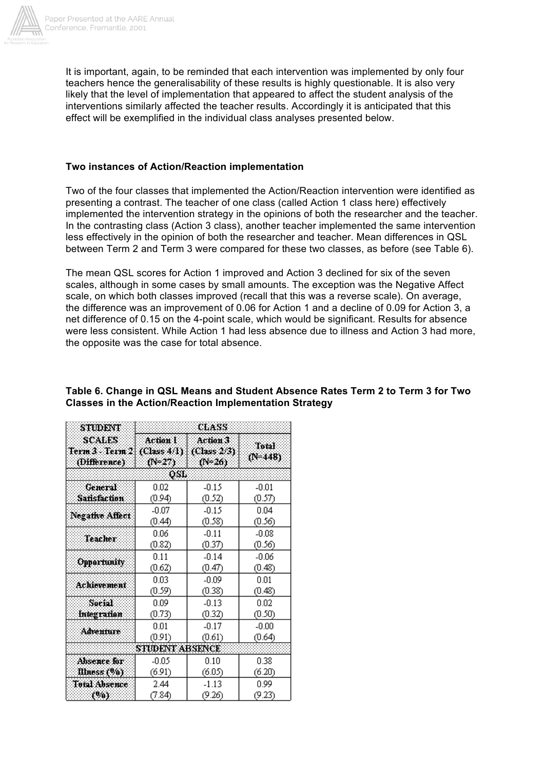It is important, again, to be reminded that each intervention was implemented by only four teachers hence the generalisability of these results is highly questionable. It is also very likely that the level of implementation that appeared to affect the student analysis of the interventions similarly affected the teacher results. Accordingly it is anticipated that this effect will be exemplified in the individual class analyses presented below.

**Two instances of Action/Reaction implementation**

Two of the four classes that implemented the Action/Reaction intervention were identified as presenting a contrast. The teacher of one class (called Action 1 class here) effectively implemented the intervention strategy in the opinions of both the researcher and the teacher. In the contrasting class (Action 3 class), another teacher implemented the same intervention less effectively in the opinion of both the researcher and teacher. Mean differences in QSL between Term 2 and Term 3 were compared for these two classes, as before (see Table 6).

The mean QSL scores for Action 1 improved and Action 3 declined for six of the seven scales, although in some cases by small amounts. The exception was the Negative Affect scale, on which both classes improved (recall that this was a reverse scale). On average, the difference was an improvement of 0.06 for Action 1 and a decline of 0.09 for Action 3, a net difference of 0.15 on the 4-point scale, which would be significant. Results for absence were less consistent. While Action 1 had less absence due to illness and Action 3 had more, the opposite was the case for total absence.

**Table 6. Change in QSL Means and Student Absence Rates Term 2 to Term 3 for Two Classes in the Action/Reaction Implementation Strategy**

| STUDENT SCALES Term 3 - Term 2 (Difference) | CLASS | | |
|---|---|---|---|
| | Action 1 (Class 4/1) (N=27) | Action 3 (Class 2/3) (N=26) | Total (N=448) |
| **QSL** | | | |
| General Satisfaction | 0.02 (0.94) | -0.15 (0.52) | -0.01 (0.57) |
| Negative Affect | -0.07 (0.44) | -0.15 (0.58) | 0.04 (0.56) |
| Teacher | 0.06 (0.82) | -0.11 (0.37) | -0.08 (0.56) |
| Opportunity | 0.11 (0.62) | -0.14 (0.47) | -0.06 (0.48) |
| Achievement | 0.03 (0.59) | -0.09 (0.38) | 0.01 (0.48) |
| Social Integration | 0.09 (0.73) | -0.13 (0.32) | 0.02 (0.50) |
| Adventure | 0.01 (0.91) | -0.17 (0.61) | -0.00 (0.64) |
| **STUDENT ABSENCE** | | | |
| Absence for Illness (%) | -0.05 (6.91) | 0.10 (6.05) | 0.38 (6.20) |
| Total Absence (%) | 2.44 (7.84) | -1.13 (9.26) | 0.99 (9.23) |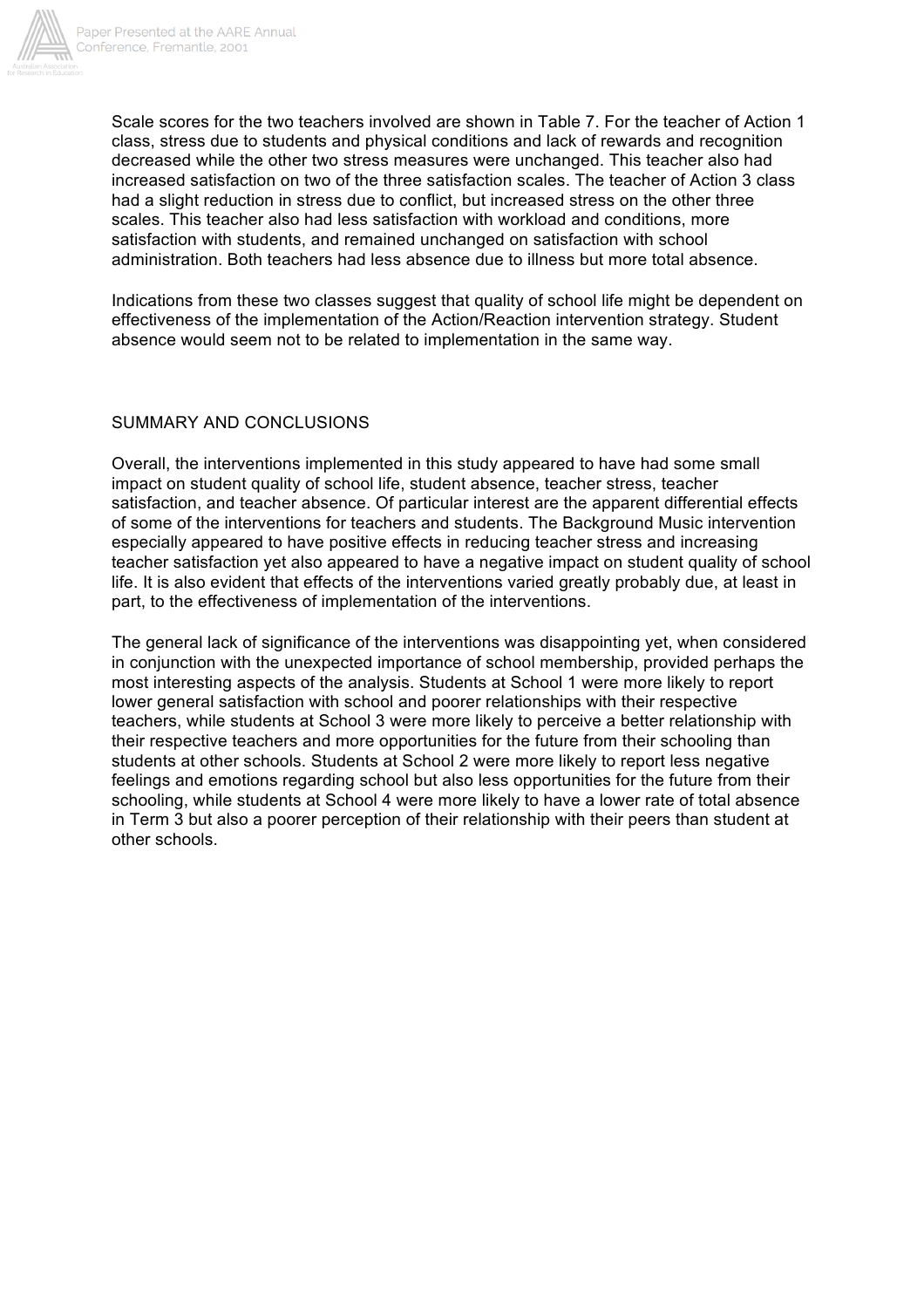Scale scores for the two teachers involved are shown in Table 7. For the teacher of Action 1 class, stress due to students and physical conditions and lack of rewards and recognition decreased while the other two stress measures were unchanged. This teacher also had increased satisfaction on two of the three satisfaction scales. The teacher of Action 3 class had a slight reduction in stress due to conflict, but increased stress on the other three scales. This teacher also had less satisfaction with workload and conditions, more satisfaction with students, and remained unchanged on satisfaction with school administration. Both teachers had less absence due to illness but more total absence.

Indications from these two classes suggest that quality of school life might be dependent on effectiveness of the implementation of the Action/Reaction intervention strategy. Student absence would seem not to be related to implementation in the same way.

## SUMMARY AND CONCLUSIONS

Overall, the interventions implemented in this study appeared to have had some small impact on student quality of school life, student absence, teacher stress, teacher satisfaction, and teacher absence. Of particular interest are the apparent differential effects of some of the interventions for teachers and students. The Background Music intervention especially appeared to have positive effects in reducing teacher stress and increasing teacher satisfaction yet also appeared to have a negative impact on student quality of school life. It is also evident that effects of the interventions varied greatly probably due, at least in part, to the effectiveness of implementation of the interventions.

The general lack of significance of the interventions was disappointing yet, when considered in conjunction with the unexpected importance of school membership, provided perhaps the most interesting aspects of the analysis. Students at School 1 were more likely to report lower general satisfaction with school and poorer relationships with their respective teachers, while students at School 3 were more likely to perceive a better relationship with their respective teachers and more opportunities for the future from their schooling than students at other schools. Students at School 2 were more likely to report less negative feelings and emotions regarding school but also less opportunities for the future from their schooling, while students at School 4 were more likely to have a lower rate of total absence in Term 3 but also a poorer perception of their relationship with their peers than student at other schools.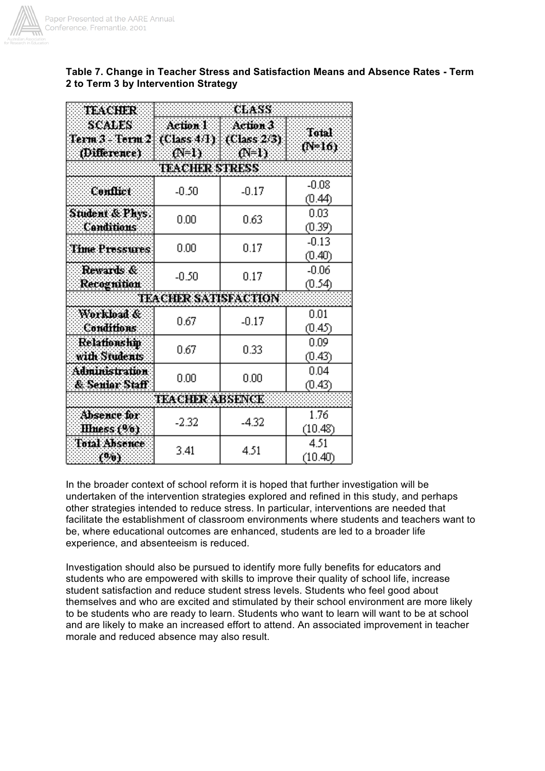**Table 7. Change in Teacher Stress and Satisfaction Means and Absence Rates - Term 2 to Term 3 by Intervention Strategy**

| TEACHER SCALES Term 3 - Term 2 (Difference) | CLASS | | |
|---|---|---|---|
| | Action 1 (Class 4/1) (N=1) | Action 3 (Class 2/3) (N=1) | Total (N=16) |
| **TEACHER STRESS** | | | |
| Conflict | -0.50 | -0.17 | -0.08 (0.44) |
| Student & Phys. Conditions | 0.00 | 0.63 | 0.03 (0.39) |
| Time Pressures | 0.00 | 0.17 | -0.13 (0.40) |
| Rewards & Recognition | -0.50 | 0.17 | -0.06 (0.54) |
| **TEACHER SATISFACTION** | | | |
| Workload & Conditions | 0.67 | -0.17 | 0.01 (0.45) |
| Relationship with Students | 0.67 | 0.33 | 0.09 (0.43) |
| Administration & Senior Staff | 0.00 | 0.00 | 0.04 (0.43) |
| **TEACHER ABSENCE** | | | |
| Absence for Illness (%) | -2.32 | -4.32 | 1.76 (10.48) |
| Total Absence (%) | 3.41 | 4.51 | 4.51 (10.40) |

In the broader context of school reform it is hoped that further investigation will be undertaken of the intervention strategies explored and refined in this study, and perhaps other strategies intended to reduce stress. In particular, interventions are needed that facilitate the establishment of classroom environments where students and teachers want to be, where educational outcomes are enhanced, students are led to a broader life experience, and absenteeism is reduced.

Investigation should also be pursued to identify more fully benefits for educators and students who are empowered with skills to improve their quality of school life, increase student satisfaction and reduce student stress levels. Students who feel good about themselves and who are excited and stimulated by their school environment are more likely to be students who are ready to learn. Students who want to learn will want to be at school and are likely to make an increased effort to attend. An associated improvement in teacher morale and reduced absence may also result.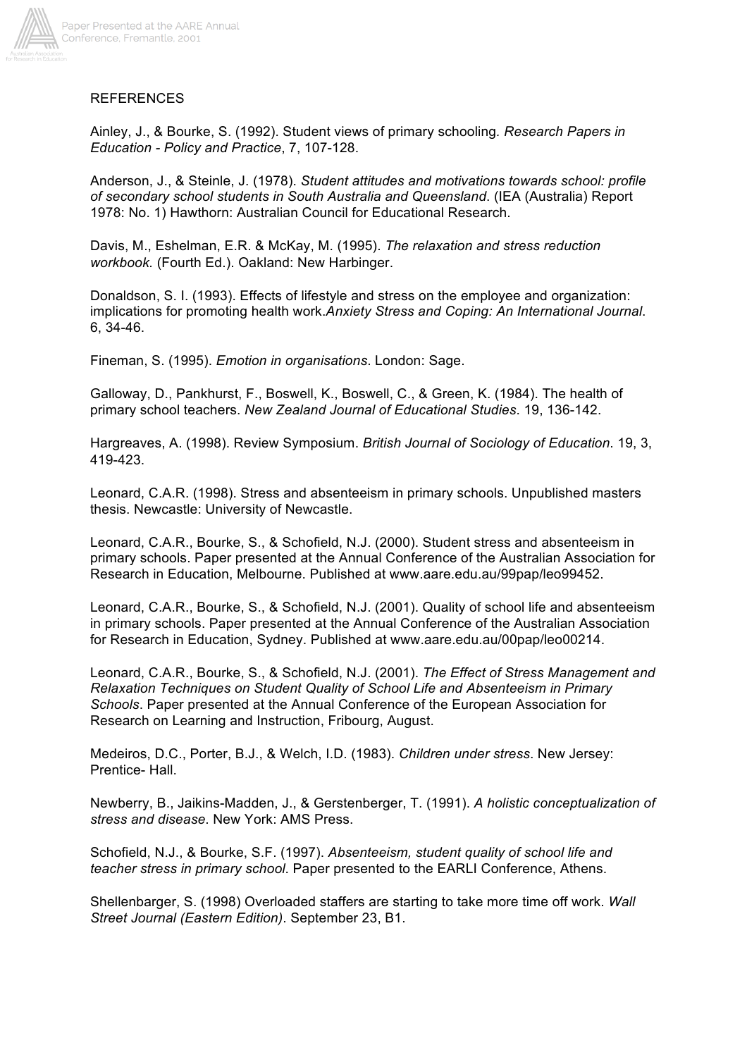REFERENCES

Ainley, J., & Bourke, S. (1992). Student views of primary schooling. *Research Papers in Education - Policy and Practice*, 7, 107-128.

Anderson, J., & Steinle, J. (1978). *Student attitudes and motivations towards school: profile of secondary school students in South Australia and Queensland*. (IEA (Australia) Report 1978: No. 1) Hawthorn: Australian Council for Educational Research.

Davis, M., Eshelman, E.R. & McKay, M. (1995). *The relaxation and stress reduction workbook.* (Fourth Ed.). Oakland: New Harbinger.

Donaldson, S. I. (1993). Effects of lifestyle and stress on the employee and organization: implications for promoting health work.*Anxiety Stress and Coping: An International Journal*. 6, 34-46.

Fineman, S. (1995). *Emotion in organisations*. London: Sage.

Galloway, D., Pankhurst, F., Boswell, K., Boswell, C., & Green, K. (1984). The health of primary school teachers. *New Zealand Journal of Educational Studies*. 19, 136-142.

Hargreaves, A. (1998). Review Symposium. *British Journal of Sociology of Education*. 19, 3, 419-423.

Leonard, C.A.R. (1998). Stress and absenteeism in primary schools. Unpublished masters thesis. Newcastle: University of Newcastle.

Leonard, C.A.R., Bourke, S., & Schofield, N.J. (2000). Student stress and absenteeism in primary schools. Paper presented at the Annual Conference of the Australian Association for Research in Education, Melbourne. Published at www.aare.edu.au/99pap/leo99452.

Leonard, C.A.R., Bourke, S., & Schofield, N.J. (2001). Quality of school life and absenteeism in primary schools. Paper presented at the Annual Conference of the Australian Association for Research in Education, Sydney. Published at www.aare.edu.au/00pap/leo00214.

Leonard, C.A.R., Bourke, S., & Schofield, N.J. (2001). *The Effect of Stress Management and Relaxation Techniques on Student Quality of School Life and Absenteeism in Primary Schools*. Paper presented at the Annual Conference of the European Association for Research on Learning and Instruction, Fribourg, August.

Medeiros, D.C., Porter, B.J., & Welch, I.D. (1983). *Children under stress*. New Jersey: Prentice- Hall.

Newberry, B., Jaikins-Madden, J., & Gerstenberger, T. (1991). *A holistic conceptualization of stress and disease*. New York: AMS Press.

Schofield, N.J., & Bourke, S.F. (1997). *Absenteeism, student quality of school life and teacher stress in primary school*. Paper presented to the EARLI Conference, Athens.

Shellenbarger, S. (1998) Overloaded staffers are starting to take more time off work. *Wall Street Journal (Eastern Edition)*. September 23, B1.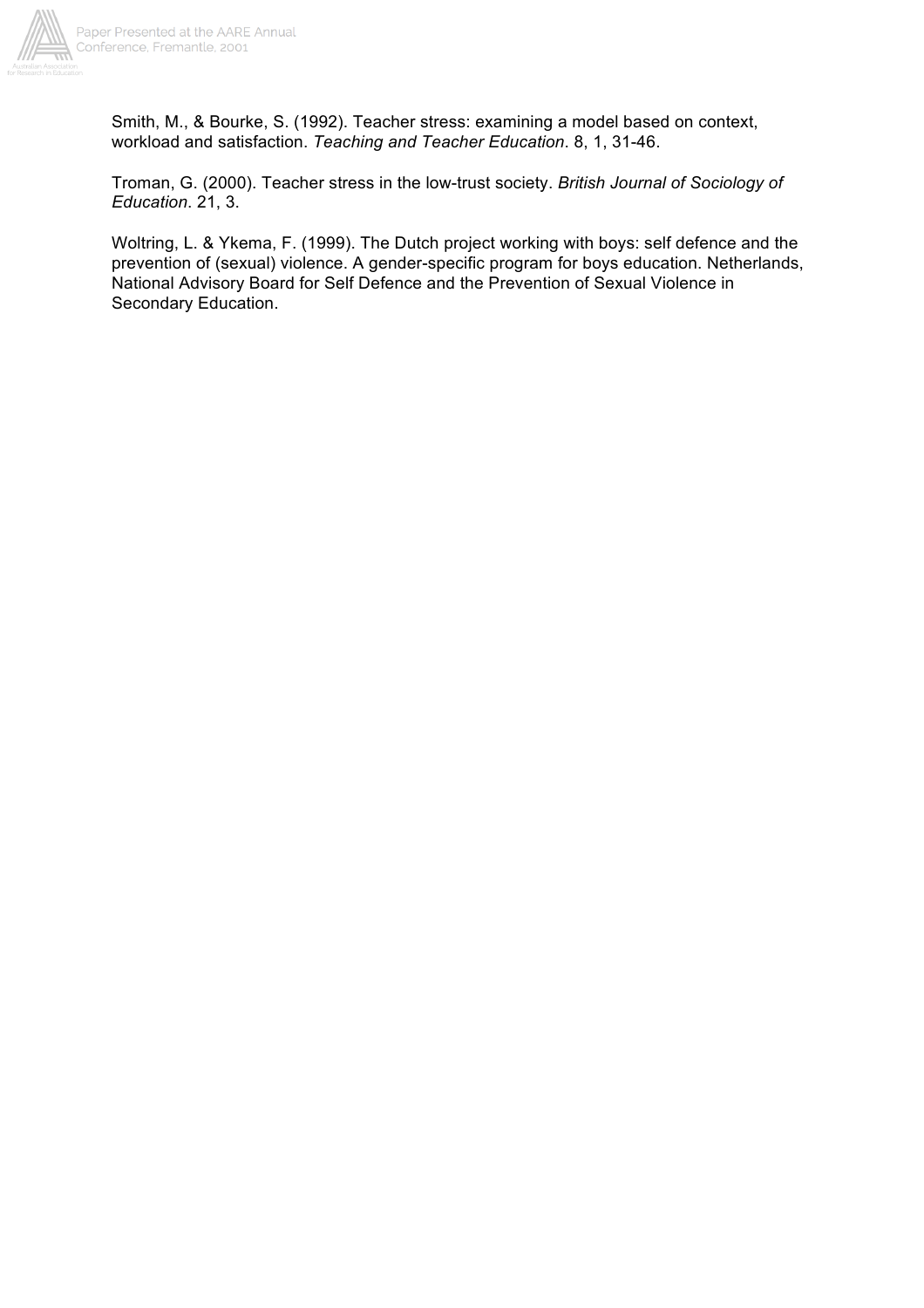Smith, M., & Bourke, S. (1992). Teacher stress: examining a model based on context, workload and satisfaction. *Teaching and Teacher Education*. 8, 1, 31-46.

Troman, G. (2000). Teacher stress in the low-trust society. *British Journal of Sociology of Education*. 21, 3.

Woltring, L. & Ykema, F. (1999). The Dutch project working with boys: self defence and the prevention of (sexual) violence. A gender-specific program for boys education. Netherlands, National Advisory Board for Self Defence and the Prevention of Sexual Violence in Secondary Education.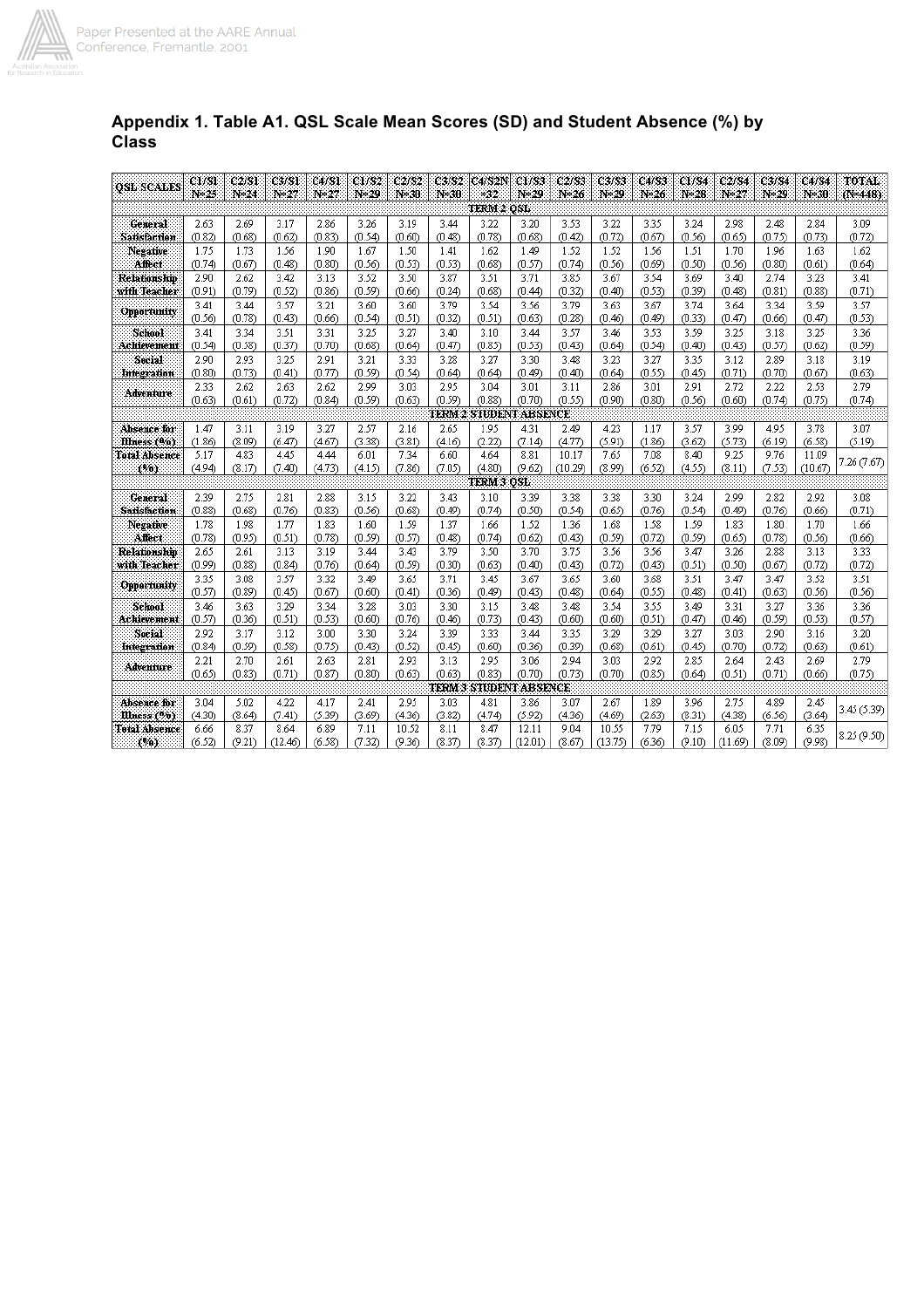## Appendix 1. Table A1. QSL Scale Mean Scores (SD) and Student Absence (%) by Class

| QSL SCALES | C1/S1 N=25 | C2/S1 N=24 | C3/S1 N=27 | C4/S1 N=27 | C1/S2 N=29 | C2/S2 N=30 | C3/S2 N=30 | C4/S2N =32 | C1/S3 N=29 | C2/S3 N=26 | C3/S3 N=29 | C4/S3 N=26 | C1/S4 N=28 | C2/S4 N=27 | C3/S4 N=29 | C4/S4 N=30 | TOTAL (N=448) |
|---|---|---|---|---|---|---|---|---|---|---|---|---|---|---|---|---|---|
| **TERM 2 QSL** | | | | | | | | | | | | | | | | | |
| General Satisfaction | 2.63 (0.82) | 2.69 (0.68) | 3.17 (0.62) | 2.86 (0.83) | 3.26 (0.54) | 3.19 (0.60) | 3.44 (0.48) | 3.22 (0.78) | 3.20 (0.68) | 3.53 (0.42) | 3.22 (0.72) | 3.35 (0.67) | 3.24 (0.56) | 2.98 (0.65) | 2.48 (0.75) | 2.84 (0.73) | 3.09 (0.72) |
| Negative Affect | 1.75 (0.74) | 1.73 (0.67) | 1.56 (0.48) | 1.90 (0.80) | 1.67 (0.56) | 1.50 (0.53) | 1.41 (0.53) | 1.62 (0.68) | 1.49 (0.57) | 1.52 (0.74) | 1.52 (0.56) | 1.56 (0.69) | 1.51 (0.50) | 1.70 (0.56) | 1.96 (0.80) | 1.63 (0.61) | 1.62 (0.64) |
| Relationship with Teacher | 2.90 (0.91) | 2.62 (0.79) | 3.42 (0.52) | 3.13 (0.86) | 3.52 (0.59) | 3.50 (0.66) | 3.87 (0.24) | 3.51 (0.68) | 3.71 (0.44) | 3.85 (0.32) | 3.67 (0.40) | 3.54 (0.53) | 3.69 (0.39) | 3.40 (0.48) | 2.74 (0.81) | 3.23 (0.88) | 3.41 (0.71) |
| Opportunity | 3.41 (0.56) | 3.44 (0.78) | 3.57 (0.43) | 3.21 (0.66) | 3.60 (0.54) | 3.60 (0.51) | 3.79 (0.32) | 3.54 (0.51) | 3.56 (0.63) | 3.79 (0.28) | 3.63 (0.46) | 3.67 (0.49) | 3.74 (0.33) | 3.64 (0.47) | 3.34 (0.66) | 3.59 (0.47) | 3.57 (0.53) |
| School Achievement | 3.41 (0.54) | 3.34 (0.58) | 3.51 (0.37) | 3.31 (0.70) | 3.25 (0.68) | 3.27 (0.64) | 3.40 (0.47) | 3.10 (0.85) | 3.44 (0.53) | 3.57 (0.43) | 3.46 (0.64) | 3.53 (0.54) | 3.59 (0.40) | 3.25 (0.43) | 3.18 (0.57) | 3.25 (0.62) | 3.36 (0.59) |
| Social Integration | 2.90 (0.80) | 2.93 (0.73) | 3.25 (0.41) | 2.91 (0.77) | 3.21 (0.59) | 3.33 (0.54) | 3.28 (0.64) | 3.27 (0.64) | 3.30 (0.49) | 3.48 (0.40) | 3.23 (0.64) | 3.27 (0.55) | 3.35 (0.45) | 3.12 (0.71) | 2.89 (0.70) | 3.18 (0.67) | 3.19 (0.63) |
| Adventure | 2.33 (0.63) | 2.62 (0.61) | 2.63 (0.72) | 2.62 (0.84) | 2.99 (0.59) | 3.03 (0.63) | 2.95 (0.59) | 3.04 (0.88) | 3.01 (0.70) | 3.11 (0.55) | 2.86 (0.90) | 3.01 (0.80) | 2.91 (0.56) | 2.72 (0.60) | 2.22 (0.74) | 2.53 (0.75) | 2.79 (0.74) |
| **TERM 2 STUDENT ABSENCE** | | | | | | | | | | | | | | | | | |
| Absence for Illness (%) | 1.47 (1.86) | 3.11 (8.09) | 3.19 (6.47) | 3.27 (4.67) | 2.57 (3.38) | 2.16 (3.81) | 2.65 (4.16) | 1.95 (2.22) | 4.31 (7.14) | 2.49 (4.77) | 4.23 (5.91) | 1.17 (1.86) | 3.57 (3.62) | 3.99 (5.73) | 4.95 (6.19) | 3.78 (6.58) | 3.07 (5.19) |
| Total Absence (%) | 5.17 (4.94) | 4.83 (8.17) | 4.45 (7.40) | 4.44 (4.73) | 6.01 (4.15) | 7.34 (7.86) | 6.60 (7.05) | 4.64 (4.80) | 8.81 (9.62) | 10.17 (10.29) | 7.65 (8.99) | 7.08 (6.52) | 8.40 (4.55) | 9.25 (8.11) | 9.76 (7.53) | 11.09 (10.67) | 7.26 (7.67) |
| **TERM 3 QSL** | | | | | | | | | | | | | | | | | |
| General Satisfaction | 2.39 (0.88) | 2.75 (0.68) | 2.81 (0.76) | 2.88 (0.83) | 3.15 (0.56) | 3.22 (0.68) | 3.43 (0.49) | 3.10 (0.74) | 3.39 (0.50) | 3.38 (0.54) | 3.38 (0.65) | 3.30 (0.76) | 3.24 (0.54) | 2.99 (0.49) | 2.82 (0.76) | 2.92 (0.66) | 3.08 (0.71) |
| Negative Affect | 1.78 (0.78) | 1.98 (0.95) | 1.77 (0.51) | 1.83 (0.78) | 1.60 (0.59) | 1.59 (0.57) | 1.37 (0.48) | 1.66 (0.74) | 1.52 (0.62) | 1.36 (0.43) | 1.68 (0.59) | 1.58 (0.72) | 1.59 (0.59) | 1.83 (0.65) | 1.80 (0.78) | 1.70 (0.56) | 1.66 (0.66) |
| Relationship with Teacher | 2.65 (0.99) | 2.61 (0.88) | 3.13 (0.84) | 3.19 (0.76) | 3.44 (0.64) | 3.43 (0.59) | 3.79 (0.30) | 3.50 (0.63) | 3.70 (0.40) | 3.75 (0.43) | 3.56 (0.72) | 3.56 (0.43) | 3.47 (0.51) | 3.26 (0.50) | 2.88 (0.67) | 3.13 (0.72) | 3.33 (0.72) |
| Opportunity | 3.35 (0.57) | 3.08 (0.89) | 3.57 (0.45) | 3.32 (0.67) | 3.49 (0.60) | 3.65 (0.41) | 3.71 (0.36) | 3.45 (0.49) | 3.67 (0.43) | 3.65 (0.48) | 3.60 (0.64) | 3.68 (0.55) | 3.51 (0.48) | 3.47 (0.41) | 3.47 (0.63) | 3.52 (0.56) | 3.51 (0.56) |
| School Achievement | 3.46 (0.57) | 3.63 (0.36) | 3.29 (0.51) | 3.34 (0.53) | 3.28 (0.60) | 3.03 (0.76) | 3.30 (0.46) | 3.15 (0.73) | 3.48 (0.43) | 3.48 (0.60) | 3.54 (0.60) | 3.55 (0.51) | 3.49 (0.47) | 3.31 (0.46) | 3.27 (0.59) | 3.36 (0.53) | 3.36 (0.57) |
| Social Integration | 2.92 (0.84) | 3.17 (0.59) | 3.12 (0.58) | 3.00 (0.75) | 3.30 (0.43) | 3.24 (0.52) | 3.39 (0.45) | 3.33 (0.60) | 3.44 (0.36) | 3.35 (0.39) | 3.29 (0.68) | 3.29 (0.61) | 3.27 (0.45) | 3.03 (0.70) | 2.90 (0.72) | 3.16 (0.63) | 3.20 (0.61) |
| Adventure | 2.21 (0.65) | 2.70 (0.83) | 2.61 (0.71) | 2.63 (0.87) | 2.81 (0.80) | 2.93 (0.63) | 3.13 (0.63) | 2.95 (0.83) | 3.06 (0.70) | 2.94 (0.73) | 3.03 (0.70) | 2.92 (0.85) | 2.85 (0.64) | 2.64 (0.51) | 2.43 (0.71) | 2.69 (0.66) | 2.79 (0.75) |
| **TERM 3 STUDENT ABSENCE** | | | | | | | | | | | | | | | | | |
| Absence for Illness (%) | 3.04 (4.30) | 5.02 (8.64) | 4.22 (7.41) | 4.17 (5.39) | 2.41 (3.69) | 2.95 (4.36) | 3.03 (3.82) | 4.81 (4.74) | 3.86 (5.92) | 3.07 (4.36) | 2.67 (4.69) | 1.89 (2.63) | 3.96 (8.31) | 2.75 (4.38) | 4.89 (6.56) | 2.45 (3.64) | 3.45 (5.39) |
| Total Absence (%) | 6.66 (6.52) | 8.37 (9.21) | 8.64 (12.46) | 6.89 (6.58) | 7.11 (7.32) | 10.52 (9.36) | 8.11 (8.37) | 8.47 (8.37) | 12.11 (12.01) | 9.04 (8.67) | 10.55 (13.75) | 7.79 (6.36) | 7.15 (9.10) | 6.05 (11.69) | 7.71 (8.09) | 6.35 (9.98) | 8.25 (9.50) |